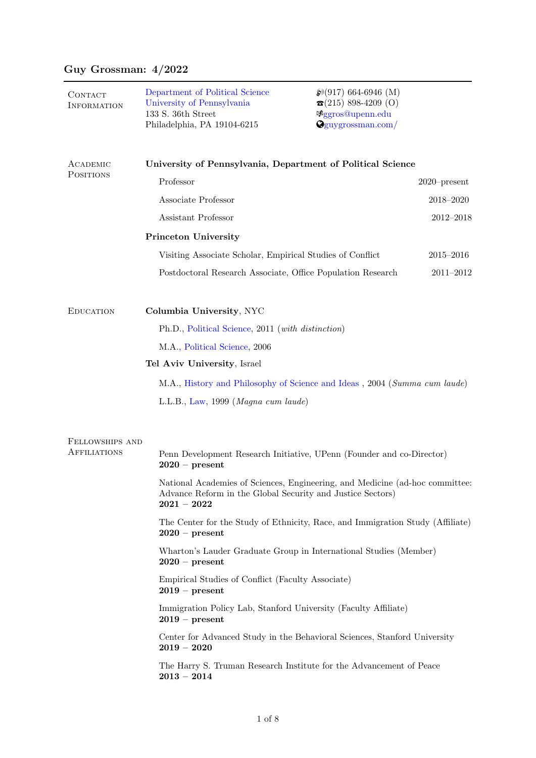# Guy Grossman: 4/2022

## Contact Information

Department of Political Science
University of Pennsylvania
133 S. 36th Street
Philadelphia, PA 19104-6215

(917) 664-6946 (M)
(215) 898-4209 (O)
ggros@upenn.edu
guygrossman.com/

## Academic Positions

**University of Pennsylvania, Department of Political Science**

- Professor — 2020–present
- Associate Professor — 2018–2020
- Assistant Professor — 2012–2018

**Princeton University**

- Visiting Associate Scholar, Empirical Studies of Conflict — 2015–2016
- Postdoctoral Research Associate, Office Population Research — 2011–2012

## Education

**Columbia University**, NYC

- Ph.D., Political Science, 2011 (*with distinction*)
- M.A., Political Science, 2006

**Tel Aviv University**, Israel

- M.A., History and Philosophy of Science and Ideas , 2004 (*Summa cum laude*)
- L.L.B., Law, 1999 (*Magna cum laude*)

## Fellowships and Affiliations

Penn Development Research Initiative, UPenn (Founder and co-Director)
**2020 – present**

National Academies of Sciences, Engineering, and Medicine (ad-hoc committee: Advance Reform in the Global Security and Justice Sectors)
**2021 – 2022**

The Center for the Study of Ethnicity, Race, and Immigration Study (Affiliate)
**2020 – present**

Wharton's Lauder Graduate Group in International Studies (Member)
**2020 – present**

Empirical Studies of Conflict (Faculty Associate)
**2019 – present**

Immigration Policy Lab, Stanford University (Faculty Affiliate)
**2019 – present**

Center for Advanced Study in the Behavioral Sciences, Stanford University
**2019 – 2020**

The Harry S. Truman Research Institute for the Advancement of Peace
**2013 – 2014**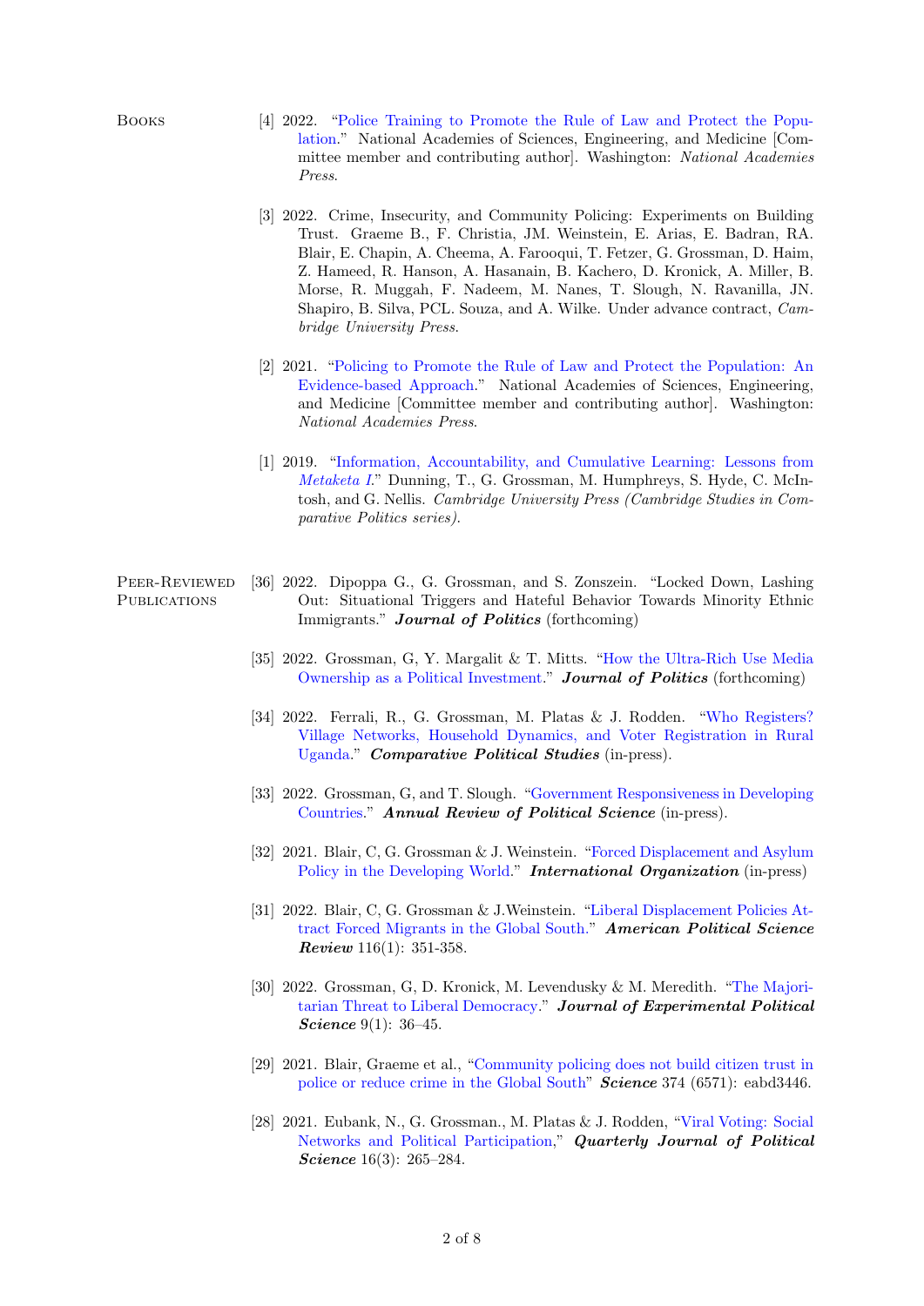## Books

[4] 2022. "Police Training to Promote the Rule of Law and Protect the Population." National Academies of Sciences, Engineering, and Medicine [Committee member and contributing author]. Washington: *National Academies Press.*

[3] 2022. Crime, Insecurity, and Community Policing: Experiments on Building Trust. Graeme B., F. Christia, JM. Weinstein, E. Arias, E. Badran, RA. Blair, E. Chapin, A. Cheema, A. Farooqui, T. Fetzer, G. Grossman, D. Haim, Z. Hameed, R. Hanson, A. Hasanain, B. Kachero, D. Kronick, A. Miller, B. Morse, R. Muggah, F. Nadeem, M. Nanes, T. Slough, N. Ravanilla, JN. Shapiro, B. Silva, PCL. Souza, and A. Wilke. Under advance contract, *Cambridge University Press.*

[2] 2021. "Policing to Promote the Rule of Law and Protect the Population: An Evidence-based Approach." National Academies of Sciences, Engineering, and Medicine [Committee member and contributing author]. Washington: *National Academies Press.*

[1] 2019. "Information, Accountability, and Cumulative Learning: Lessons from *Metaketa I*." Dunning, T., G. Grossman, M. Humphreys, S. Hyde, C. McIntosh, and G. Nellis. *Cambridge University Press (Cambridge Studies in Comparative Politics series).*

## Peer-Reviewed Publications

[36] 2022. Dipoppa G., G. Grossman, and S. Zonszein. "Locked Down, Lashing Out: Situational Triggers and Hateful Behavior Towards Minority Ethnic Immigrants." ***Journal of Politics*** (forthcoming)

[35] 2022. Grossman, G, Y. Margalit & T. Mitts. "How the Ultra-Rich Use Media Ownership as a Political Investment." ***Journal of Politics*** (forthcoming)

[34] 2022. Ferrali, R., G. Grossman, M. Platas & J. Rodden. "Who Registers? Village Networks, Household Dynamics, and Voter Registration in Rural Uganda." ***Comparative Political Studies*** (in-press).

[33] 2022. Grossman, G, and T. Slough. "Government Responsiveness in Developing Countries." ***Annual Review of Political Science*** (in-press).

[32] 2021. Blair, C, G. Grossman & J. Weinstein. "Forced Displacement and Asylum Policy in the Developing World." ***International Organization*** (in-press)

[31] 2022. Blair, C, G. Grossman & J.Weinstein. "Liberal Displacement Policies Attract Forced Migrants in the Global South." ***American Political Science Review*** 116(1): 351-358.

[30] 2022. Grossman, G, D. Kronick, M. Levendusky & M. Meredith. "The Majoritarian Threat to Liberal Democracy." ***Journal of Experimental Political Science*** 9(1): 36–45.

[29] 2021. Blair, Graeme et al., "Community policing does not build citizen trust in police or reduce crime in the Global South" ***Science*** 374 (6571): eabd3446.

[28] 2021. Eubank, N., G. Grossman., M. Platas & J. Rodden, "Viral Voting: Social Networks and Political Participation," ***Quarterly Journal of Political Science*** 16(3): 265–284.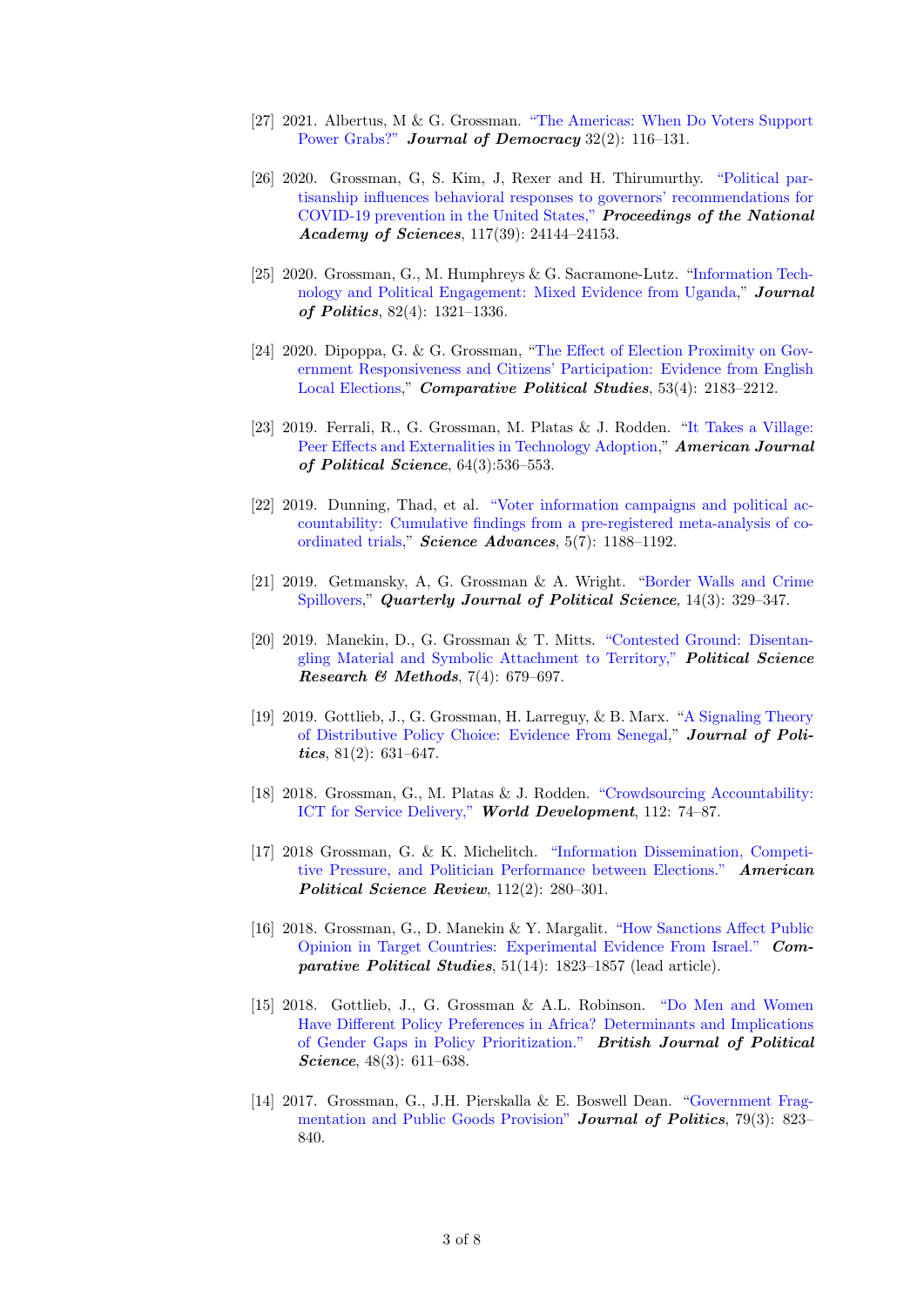[27] 2021. Albertus, M & G. Grossman. "The Americas: When Do Voters Support Power Grabs?" ***Journal of Democracy*** 32(2): 116–131.

[26] 2020. Grossman, G, S. Kim, J, Rexer and H. Thirumurthy. "Political partisanship influences behavioral responses to governors' recommendations for COVID-19 prevention in the United States," ***Proceedings of the National Academy of Sciences***, 117(39): 24144–24153.

[25] 2020. Grossman, G., M. Humphreys & G. Sacramone-Lutz. "Information Technology and Political Engagement: Mixed Evidence from Uganda," ***Journal of Politics***, 82(4): 1321–1336.

[24] 2020. Dipoppa, G. & G. Grossman, "The Effect of Election Proximity on Government Responsiveness and Citizens' Participation: Evidence from English Local Elections," ***Comparative Political Studies***, 53(4): 2183–2212.

[23] 2019. Ferrali, R., G. Grossman, M. Platas & J. Rodden. "It Takes a Village: Peer Effects and Externalities in Technology Adoption," ***American Journal of Political Science***, 64(3):536–553.

[22] 2019. Dunning, Thad, et al. "Voter information campaigns and political accountability: Cumulative findings from a pre-registered meta-analysis of coordinated trials," ***Science Advances***, 5(7): 1188–1192.

[21] 2019. Getmansky, A, G. Grossman & A. Wright. "Border Walls and Crime Spillovers," ***Quarterly Journal of Political Science***, 14(3): 329–347.

[20] 2019. Manekin, D., G. Grossman & T. Mitts. "Contested Ground: Disentangling Material and Symbolic Attachment to Territory," ***Political Science Research & Methods***, 7(4): 679–697.

[19] 2019. Gottlieb, J., G. Grossman, H. Larreguy, & B. Marx. "A Signaling Theory of Distributive Policy Choice: Evidence From Senegal," ***Journal of Politics***, 81(2): 631–647.

[18] 2018. Grossman, G., M. Platas & J. Rodden. "Crowdsourcing Accountability: ICT for Service Delivery," ***World Development***, 112: 74–87.

[17] 2018 Grossman, G. & K. Michelitch. "Information Dissemination, Competitive Pressure, and Politician Performance between Elections." ***American Political Science Review***, 112(2): 280–301.

[16] 2018. Grossman, G., D. Manekin & Y. Margalit. "How Sanctions Affect Public Opinion in Target Countries: Experimental Evidence From Israel." ***Comparative Political Studies***, 51(14): 1823–1857 (lead article).

[15] 2018. Gottlieb, J., G. Grossman & A.L. Robinson. "Do Men and Women Have Different Policy Preferences in Africa? Determinants and Implications of Gender Gaps in Policy Prioritization." ***British Journal of Political Science***, 48(3): 611–638.

[14] 2017. Grossman, G., J.H. Pierskalla & E. Boswell Dean. "Government Fragmentation and Public Goods Provision" ***Journal of Politics***, 79(3): 823–840.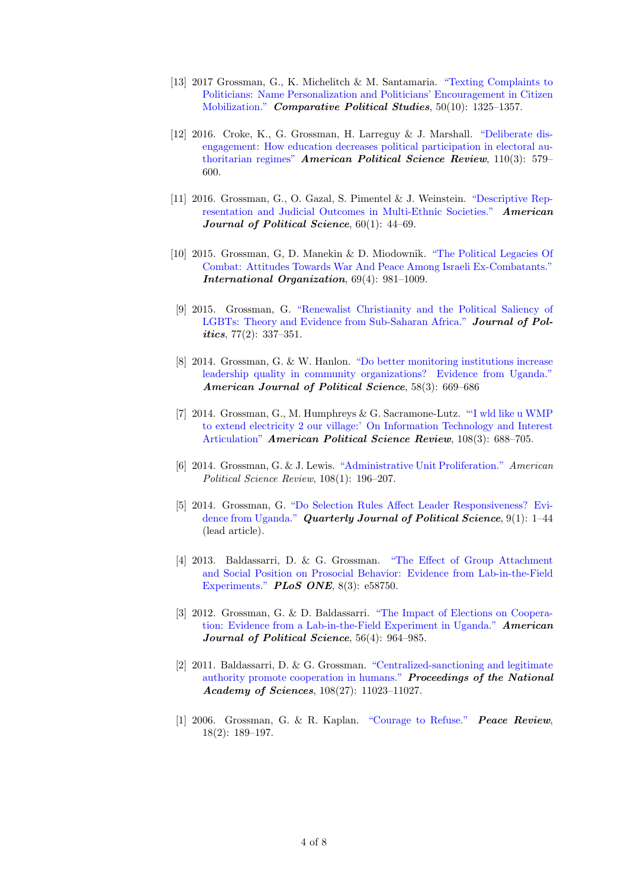[13] 2017 Grossman, G., K. Michelitch & M. Santamaria. "Texting Complaints to Politicians: Name Personalization and Politicians' Encouragement in Citizen Mobilization." ***Comparative Political Studies***, 50(10): 1325–1357.

[12] 2016. Croke, K., G. Grossman, H. Larreguy & J. Marshall. "Deliberate disengagement: How education decreases political participation in electoral authoritarian regimes" ***American Political Science Review***, 110(3): 579–600.

[11] 2016. Grossman, G., O. Gazal, S. Pimentel & J. Weinstein. "Descriptive Representation and Judicial Outcomes in Multi-Ethnic Societies." ***American Journal of Political Science***, 60(1): 44–69.

[10] 2015. Grossman, G, D. Manekin & D. Miodownik. "The Political Legacies Of Combat: Attitudes Towards War And Peace Among Israeli Ex-Combatants." ***International Organization***, 69(4): 981–1009.

[9] 2015. Grossman, G. "Renewalist Christianity and the Political Saliency of LGBTs: Theory and Evidence from Sub-Saharan Africa." ***Journal of Politics***, 77(2): 337–351.

[8] 2014. Grossman, G. & W. Hanlon. "Do better monitoring institutions increase leadership quality in community organizations? Evidence from Uganda." ***American Journal of Political Science***, 58(3): 669–686

[7] 2014. Grossman, G., M. Humphreys & G. Sacramone-Lutz. "'I wld like u WMP to extend electricity 2 our village:' On Information Technology and Interest Articulation" ***American Political Science Review***, 108(3): 688–705.

[6] 2014. Grossman, G. & J. Lewis. "Administrative Unit Proliferation." *American Political Science Review*, 108(1): 196–207.

[5] 2014. Grossman, G. "Do Selection Rules Affect Leader Responsiveness? Evidence from Uganda." ***Quarterly Journal of Political Science***, 9(1): 1–44 (lead article).

[4] 2013. Baldassarri, D. & G. Grossman. "The Effect of Group Attachment and Social Position on Prosocial Behavior: Evidence from Lab-in-the-Field Experiments." ***PLoS ONE***, 8(3): e58750.

[3] 2012. Grossman, G. & D. Baldassarri. "The Impact of Elections on Cooperation: Evidence from a Lab-in-the-Field Experiment in Uganda." ***American Journal of Political Science***, 56(4): 964–985.

[2] 2011. Baldassarri, D. & G. Grossman. "Centralized-sanctioning and legitimate authority promote cooperation in humans." ***Proceedings of the National Academy of Sciences***, 108(27): 11023–11027.

[1] 2006. Grossman, G. & R. Kaplan. "Courage to Refuse." ***Peace Review***, 18(2): 189–197.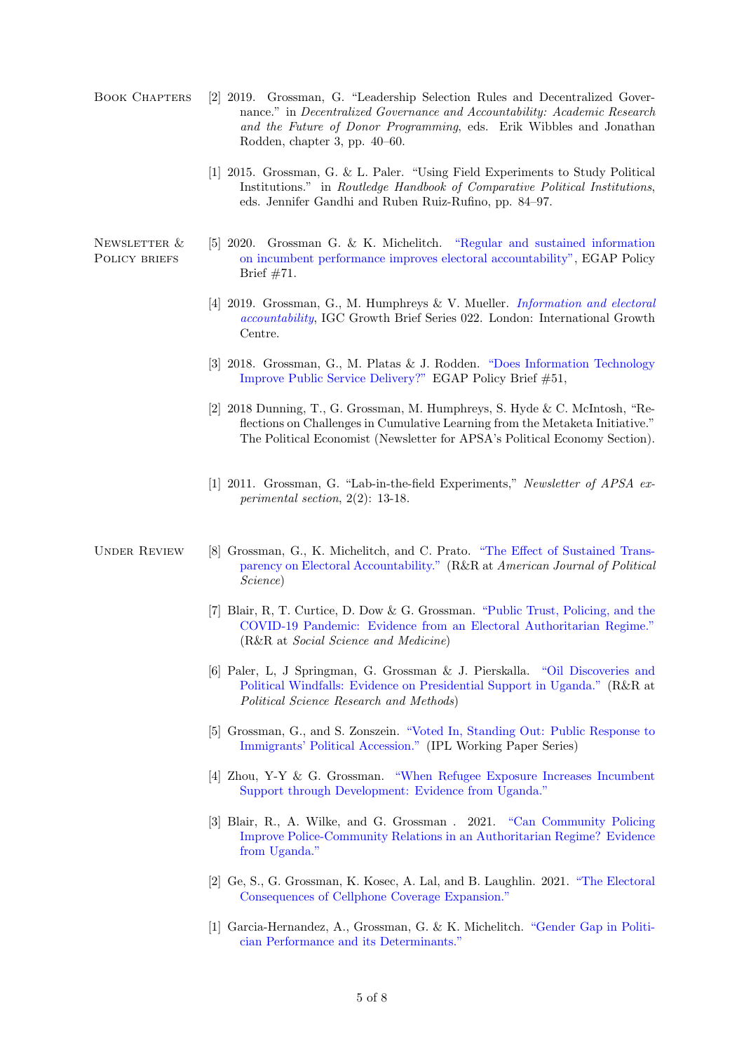## Book Chapters

[2] 2019. Grossman, G. "Leadership Selection Rules and Decentralized Governance." in *Decentralized Governance and Accountability: Academic Research and the Future of Donor Programming*, eds. Erik Wibbles and Jonathan Rodden, chapter 3, pp. 40–60.

[1] 2015. Grossman, G. & L. Paler. "Using Field Experiments to Study Political Institutions." in *Routledge Handbook of Comparative Political Institutions*, eds. Jennifer Gandhi and Ruben Ruiz-Rufino, pp. 84–97.

## Newsletter & Policy briefs

[5] 2020. Grossman G. & K. Michelitch. "Regular and sustained information on incumbent performance improves electoral accountability", EGAP Policy Brief #71.

[4] 2019. Grossman, G., M. Humphreys & V. Mueller. *Information and electoral accountability*, IGC Growth Brief Series 022. London: International Growth Centre.

[3] 2018. Grossman, G., M. Platas & J. Rodden. "Does Information Technology Improve Public Service Delivery?" EGAP Policy Brief #51,

[2] 2018 Dunning, T., G. Grossman, M. Humphreys, S. Hyde & C. McIntosh, "Reflections on Challenges in Cumulative Learning from the Metaketa Initiative." The Political Economist (Newsletter for APSA's Political Economy Section).

[1] 2011. Grossman, G. "Lab-in-the-field Experiments," *Newsletter of APSA experimental section*, 2(2): 13-18.

## Under Review

[8] Grossman, G., K. Michelitch, and C. Prato. "The Effect of Sustained Transparency on Electoral Accountability." (R&R at *American Journal of Political Science*)

[7] Blair, R, T. Curtice, D. Dow & G. Grossman. "Public Trust, Policing, and the COVID-19 Pandemic: Evidence from an Electoral Authoritarian Regime." (R&R at *Social Science and Medicine*)

[6] Paler, L, J Springman, G. Grossman & J. Pierskalla. "Oil Discoveries and Political Windfalls: Evidence on Presidential Support in Uganda." (R&R at *Political Science Research and Methods*)

[5] Grossman, G., and S. Zonszein. "Voted In, Standing Out: Public Response to Immigrants' Political Accession." (IPL Working Paper Series)

[4] Zhou, Y-Y & G. Grossman. "When Refugee Exposure Increases Incumbent Support through Development: Evidence from Uganda."

[3] Blair, R., A. Wilke, and G. Grossman . 2021. "Can Community Policing Improve Police-Community Relations in an Authoritarian Regime? Evidence from Uganda."

[2] Ge, S., G. Grossman, K. Kosec, A. Lal, and B. Laughlin. 2021. "The Electoral Consequences of Cellphone Coverage Expansion."

[1] Garcia-Hernandez, A., Grossman, G. & K. Michelitch. "Gender Gap in Politician Performance and its Determinants."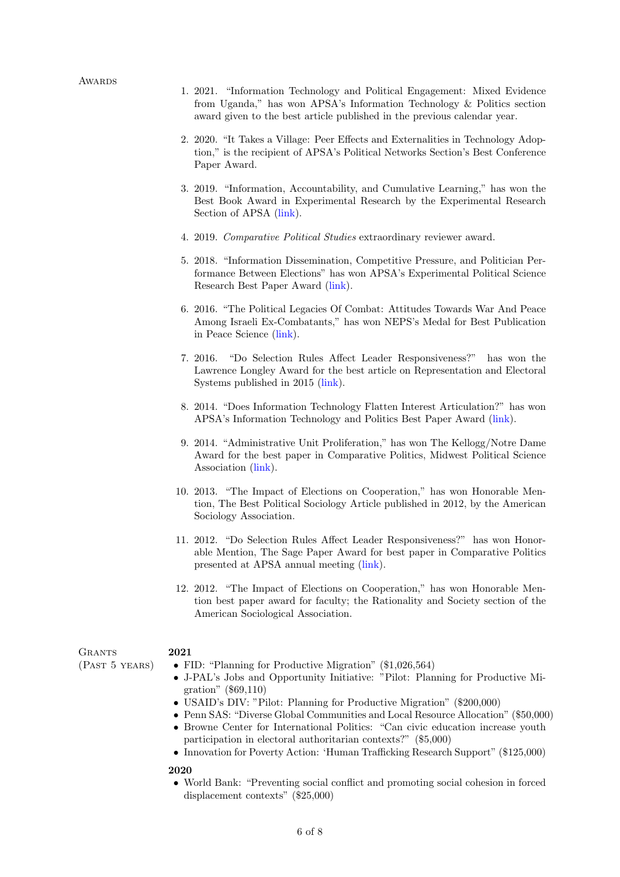## Awards

1. 2021. "Information Technology and Political Engagement: Mixed Evidence from Uganda," has won APSA's Information Technology & Politics section award given to the best article published in the previous calendar year.

2. 2020. "It Takes a Village: Peer Effects and Externalities in Technology Adoption," is the recipient of APSA's Political Networks Section's Best Conference Paper Award.

3. 2019. "Information, Accountability, and Cumulative Learning," has won the Best Book Award in Experimental Research by the Experimental Research Section of APSA (link).

4. 2019. *Comparative Political Studies* extraordinary reviewer award.

5. 2018. "Information Dissemination, Competitive Pressure, and Politician Performance Between Elections" has won APSA's Experimental Political Science Research Best Paper Award (link).

6. 2016. "The Political Legacies Of Combat: Attitudes Towards War And Peace Among Israeli Ex-Combatants," has won NEPS's Medal for Best Publication in Peace Science (link).

7. 2016. "Do Selection Rules Affect Leader Responsiveness?" has won the Lawrence Longley Award for the best article on Representation and Electoral Systems published in 2015 (link).

8. 2014. "Does Information Technology Flatten Interest Articulation?" has won APSA's Information Technology and Politics Best Paper Award (link).

9. 2014. "Administrative Unit Proliferation," has won The Kellogg/Notre Dame Award for the best paper in Comparative Politics, Midwest Political Science Association (link).

10. 2013. "The Impact of Elections on Cooperation," has won Honorable Mention, The Best Political Sociology Article published in 2012, by the American Sociology Association.

11. 2012. "Do Selection Rules Affect Leader Responsiveness?" has won Honorable Mention, The Sage Paper Award for best paper in Comparative Politics presented at APSA annual meeting (link).

12. 2012. "The Impact of Elections on Cooperation," has won Honorable Mention best paper award for faculty; the Rationality and Society section of the American Sociological Association.

## Grants (Past 5 years)

**2021**

- FID: "Planning for Productive Migration" ($1,026,564)
- J-PAL's Jobs and Opportunity Initiative: "Pilot: Planning for Productive Migration" ($69,110)
- USAID's DIV: "Pilot: Planning for Productive Migration" ($200,000)
- Penn SAS: "Diverse Global Communities and Local Resource Allocation" ($50,000)
- Browne Center for International Politics: "Can civic education increase youth participation in electoral authoritarian contexts?" ($5,000)
- Innovation for Poverty Action: 'Human Trafficking Research Support" ($125,000)

**2020**

- World Bank: "Preventing social conflict and promoting social cohesion in forced displacement contexts" ($25,000)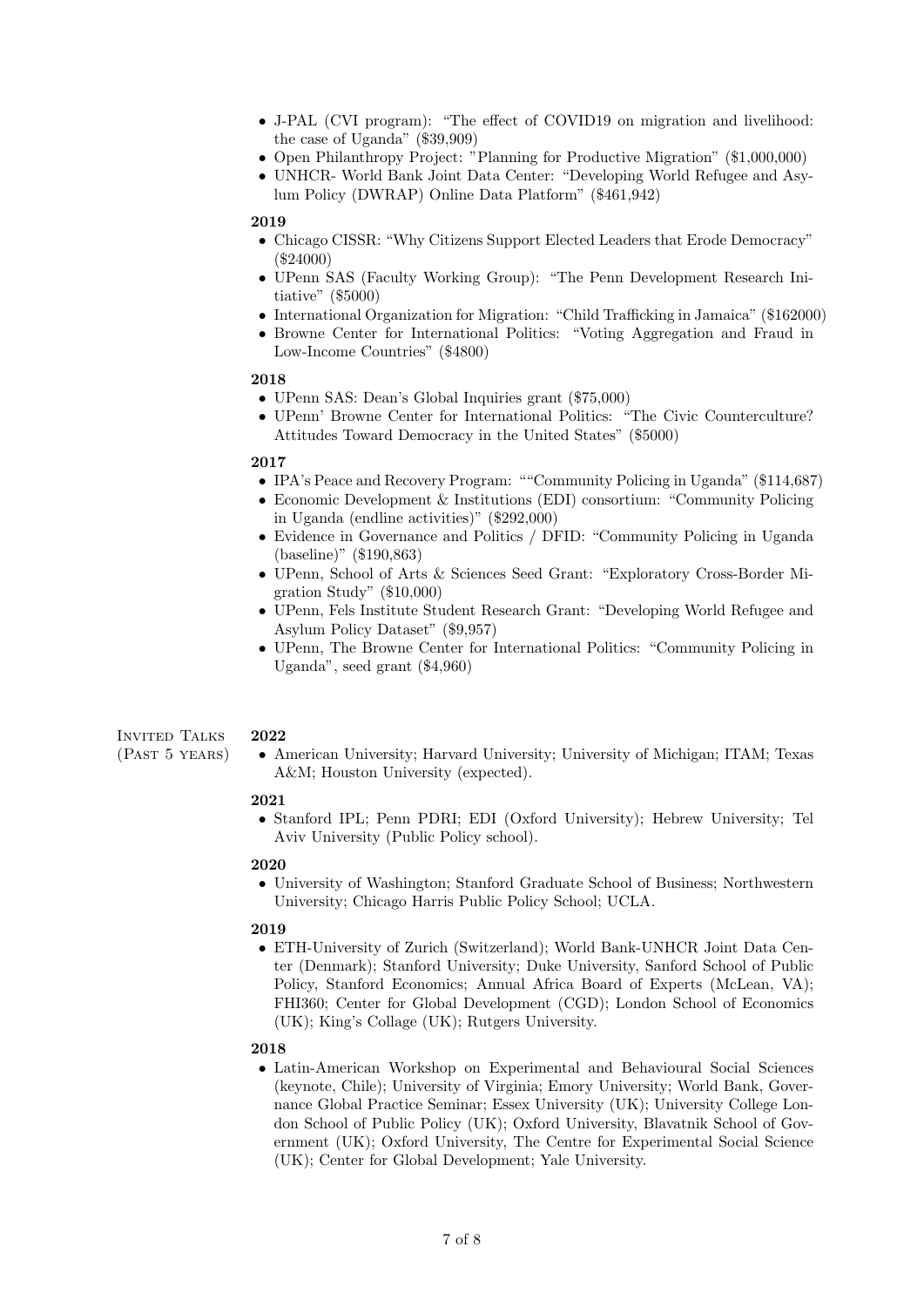- J-PAL (CVI program): "The effect of COVID19 on migration and livelihood: the case of Uganda" ($39,909)
- Open Philanthropy Project: "Planning for Productive Migration" ($1,000,000)
- UNHCR- World Bank Joint Data Center: "Developing World Refugee and Asylum Policy (DWRAP) Online Data Platform" ($461,942)

**2019**

- Chicago CISSR: "Why Citizens Support Elected Leaders that Erode Democracy" ($24000)
- UPenn SAS (Faculty Working Group): "The Penn Development Research Initiative" ($5000)
- International Organization for Migration: "Child Trafficking in Jamaica" ($162000)
- Browne Center for International Politics: "Voting Aggregation and Fraud in Low-Income Countries" ($4800)

**2018**

- UPenn SAS: Dean's Global Inquiries grant ($75,000)
- UPenn' Browne Center for International Politics: "The Civic Counterculture? Attitudes Toward Democracy in the United States" ($5000)

**2017**

- IPA's Peace and Recovery Program: ""Community Policing in Uganda" ($114,687)
- Economic Development & Institutions (EDI) consortium: "Community Policing in Uganda (endline activities)" ($292,000)
- Evidence in Governance and Politics / DFID: "Community Policing in Uganda (baseline)" ($190,863)
- UPenn, School of Arts & Sciences Seed Grant: "Exploratory Cross-Border Migration Study" ($10,000)
- UPenn, Fels Institute Student Research Grant: "Developing World Refugee and Asylum Policy Dataset" ($9,957)
- UPenn, The Browne Center for International Politics: "Community Policing in Uganda", seed grant ($4,960)

## Invited Talks (Past 5 years)

**2022**

- American University; Harvard University; University of Michigan; ITAM; Texas A&M; Houston University (expected).

**2021**

- Stanford IPL; Penn PDRI; EDI (Oxford University); Hebrew University; Tel Aviv University (Public Policy school).

**2020**

- University of Washington; Stanford Graduate School of Business; Northwestern University; Chicago Harris Public Policy School; UCLA.

**2019**

- ETH-University of Zurich (Switzerland); World Bank-UNHCR Joint Data Center (Denmark); Stanford University; Duke University, Sanford School of Public Policy, Stanford Economics; Annual Africa Board of Experts (McLean, VA); FHI360; Center for Global Development (CGD); London School of Economics (UK); King's Collage (UK); Rutgers University.

**2018**

- Latin-American Workshop on Experimental and Behavioural Social Sciences (keynote, Chile); University of Virginia; Emory University; World Bank, Governance Global Practice Seminar; Essex University (UK); University College London School of Public Policy (UK); Oxford University, Blavatnik School of Government (UK); Oxford University, The Centre for Experimental Social Science (UK); Center for Global Development; Yale University.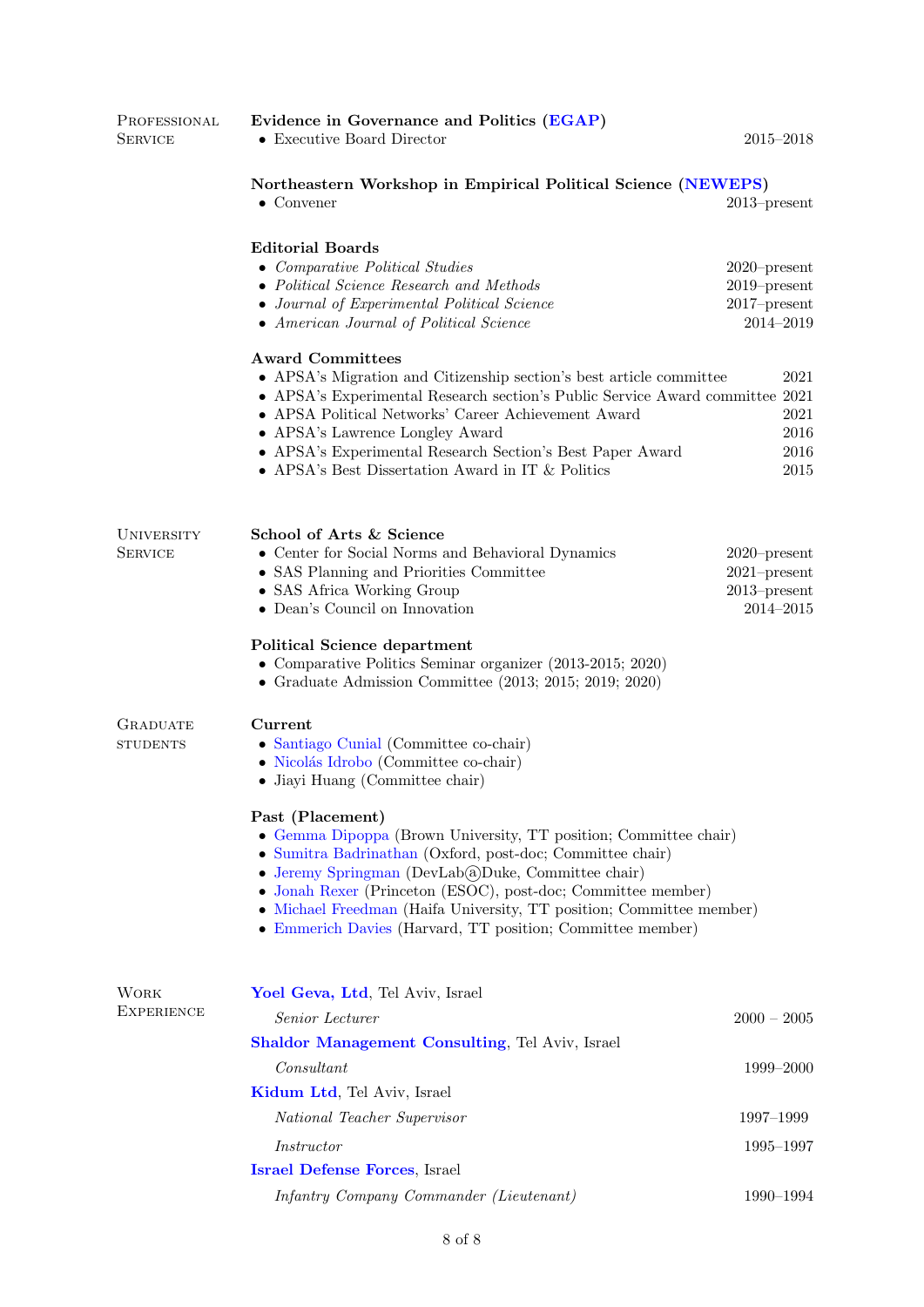## Professional Service

**Evidence in Governance and Politics (EGAP)**

- Executive Board Director 2015–2018

**Northeastern Workshop in Empirical Political Science (NEWEPS)**

- Convener 2013–present

**Editorial Boards**

- *Comparative Political Studies* 2020–present
- *Political Science Research and Methods* 2019–present
- *Journal of Experimental Political Science* 2017–present
- *American Journal of Political Science* 2014–2019

**Award Committees**

- APSA's Migration and Citizenship section's best article committee 2021
- APSA's Experimental Research section's Public Service Award committee 2021
- APSA Political Networks' Career Achievement Award 2021
- APSA's Lawrence Longley Award 2016
- APSA's Experimental Research Section's Best Paper Award 2016
- APSA's Best Dissertation Award in IT & Politics 2015

## University Service

**School of Arts & Science**

- Center for Social Norms and Behavioral Dynamics 2020–present
- SAS Planning and Priorities Committee 2021–present
- SAS Africa Working Group 2013–present
- Dean's Council on Innovation 2014–2015

**Political Science department**

- Comparative Politics Seminar organizer (2013-2015; 2020)
- Graduate Admission Committee (2013; 2015; 2019; 2020)

## Graduate students

**Current**

- Santiago Cunial (Committee co-chair)
- Nicolás Idrobo (Committee co-chair)
- Jiayi Huang (Committee chair)

**Past (Placement)**

- Gemma Dipoppa (Brown University, TT position; Committee chair)
- Sumitra Badrinathan (Oxford, post-doc; Committee chair)
- Jeremy Springman (DevLab@Duke, Committee chair)
- Jonah Rexer (Princeton (ESOC), post-doc; Committee member)
- Michael Freedman (Haifa University, TT position; Committee member)
- Emmerich Davies (Harvard, TT position; Committee member)

## Work Experience

**Yoel Geva, Ltd**, Tel Aviv, Israel

*Senior Lecturer* 2000 – 2005

**Shaldor Management Consulting**, Tel Aviv, Israel

*Consultant* 1999–2000

**Kidum Ltd**, Tel Aviv, Israel

*National Teacher Supervisor* 1997–1999

*Instructor* 1995–1997

**Israel Defense Forces**, Israel

*Infantry Company Commander (Lieutenant)* 1990–1994